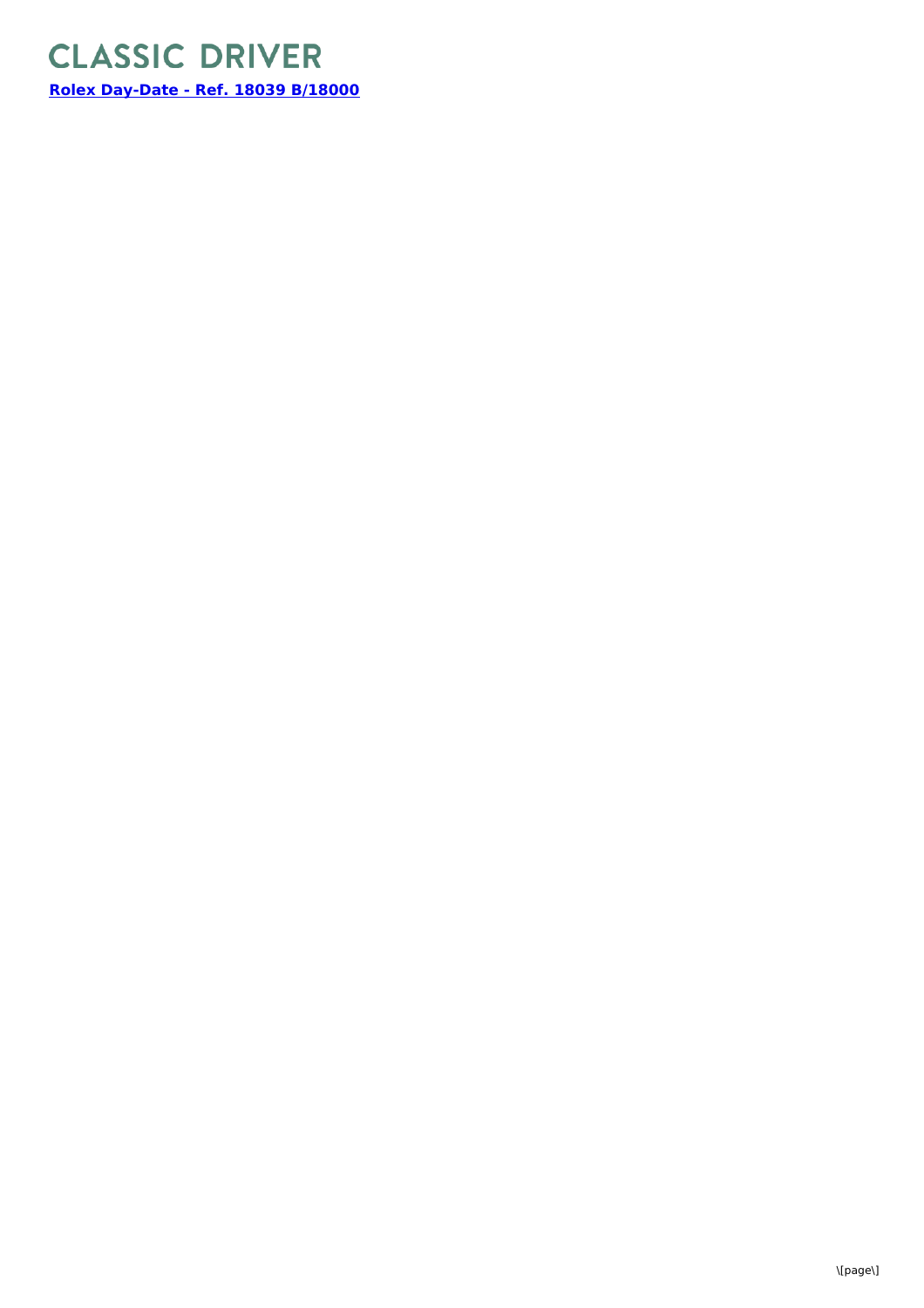CLASSIC DRIVER

**[Rolex Day-Date - Ref. 18039 B/18000]()**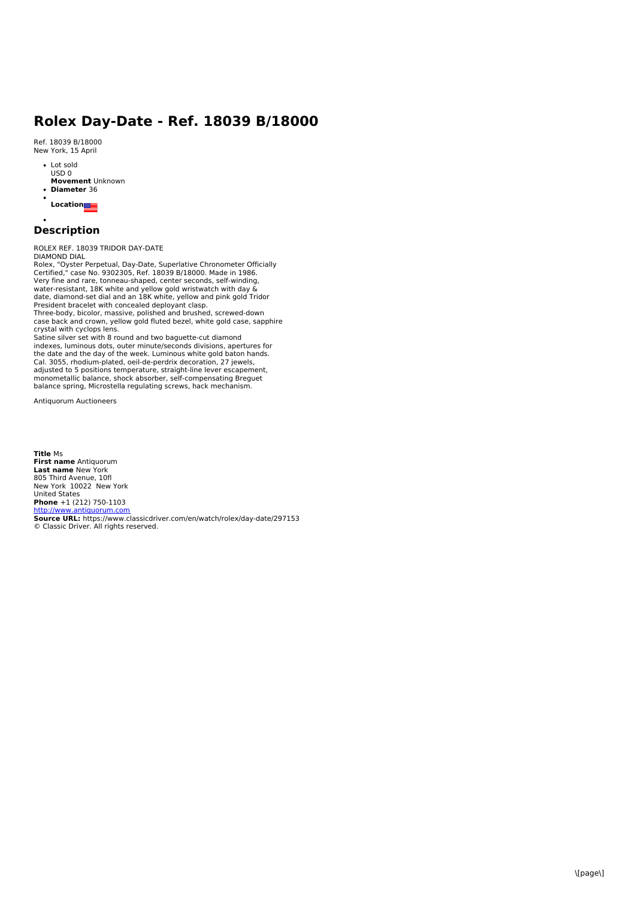# Rolex Day-Date - Ref. 18039 B/18000

Ref. 18039 B/18000
New York, 15 April

- Lot sold
  USD 0
  **Movement** Unknown
- **Diameter** 36
- **Location**
-

## Description

ROLEX REF. 18039 TRIDOR DAY-DATE
DIAMOND DIAL
Rolex, "Oyster Perpetual, Day-Date, Superlative Chronometer Officially Certified," case No. 9302305, Ref. 18039 B/18000. Made in 1986.
Very fine and rare, tonneau-shaped, center seconds, self-winding, water-resistant, 18K white and yellow gold wristwatch with day & date, diamond-set dial and an 18K white, yellow and pink gold Tridor President bracelet with concealed deployant clasp.
Three-body, bicolor, massive, polished and brushed, screwed-down case back and crown, yellow gold fluted bezel, white gold case, sapphire crystal with cyclops lens.
Satine silver set with 8 round and two baguette-cut diamond indexes, luminous dots, outer minute/seconds divisions, apertures for the date and the day of the week. Luminous white gold baton hands.
Cal. 3055, rhodium-plated, oeil-de-perdrix decoration, 27 jewels, adjusted to 5 positions temperature, straight-line lever escapement, monometallic balance, shock absorber, self-compensating Breguet balance spring, Microstella regulating screws, hack mechanism.

Antiquorum Auctioneers

**Title** Ms
**First name** Antiquorum
**Last name** New York
805 Third Avenue, 10fl
New York 10022 New York
United States
**Phone** +1 (212) 750-1103
http://www.antiquorum.com
**Source URL:** https://www.classicdriver.com/en/watch/rolex/day-date/297153
© Classic Driver. All rights reserved.